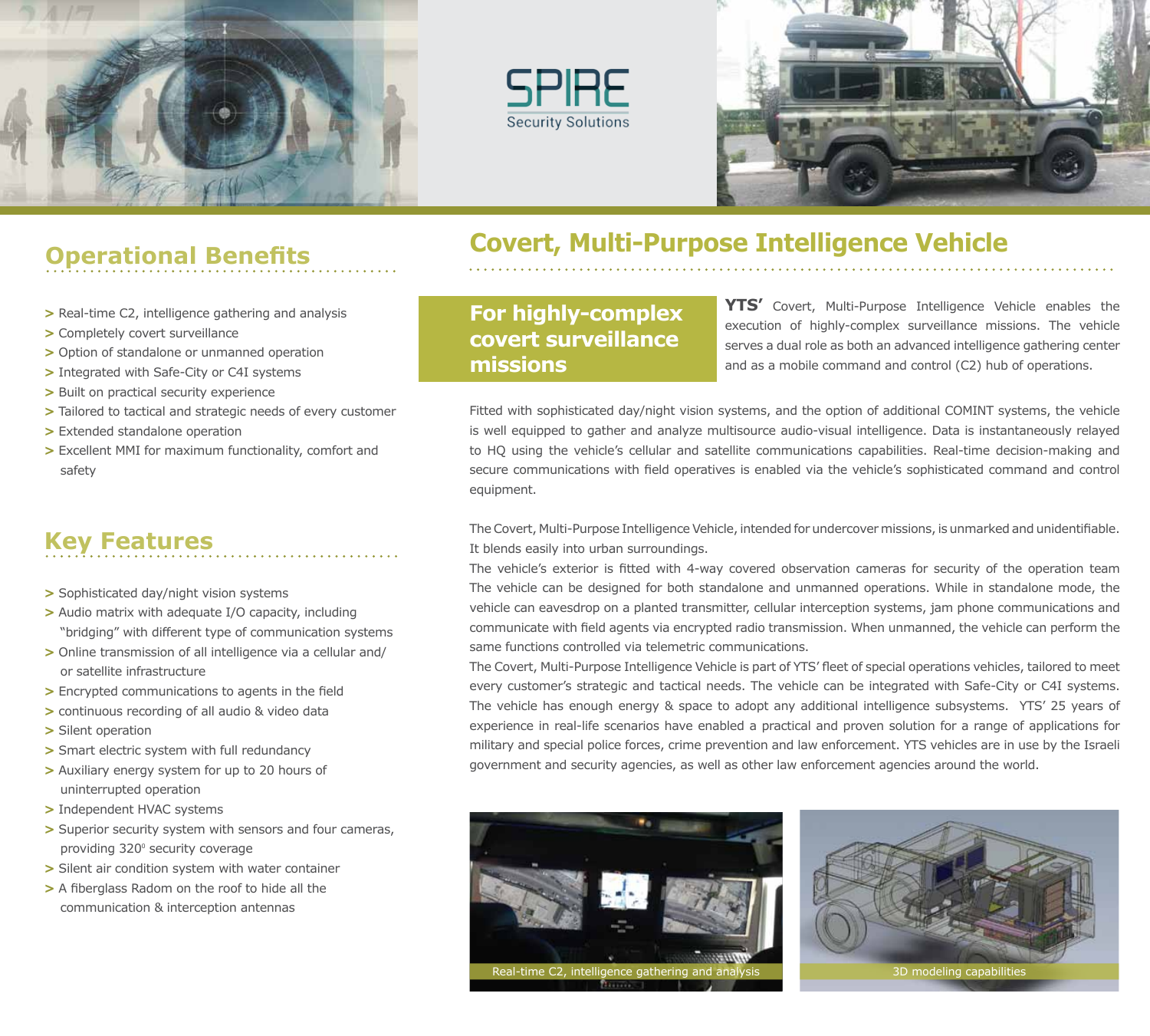SPIRE
Security Solutions

# Covert, Multi-Purpose Intelligence Vehicle

## For highly-complex covert surveillance missions

**YTS'** Covert, Multi-Purpose Intelligence Vehicle enables the execution of highly-complex surveillance missions. The vehicle serves a dual role as both an advanced intelligence gathering center and as a mobile command and control (C2) hub of operations.

Fitted with sophisticated day/night vision systems, and the option of additional COMINT systems, the vehicle is well equipped to gather and analyze multisource audio-visual intelligence. Data is instantaneously relayed to HQ using the vehicle's cellular and satellite communications capabilities. Real-time decision-making and secure communications with field operatives is enabled via the vehicle's sophisticated command and control equipment.

The Covert, Multi-Purpose Intelligence Vehicle, intended for undercover missions, is unmarked and unidentifiable. It blends easily into urban surroundings.

The vehicle's exterior is fitted with 4-way covered observation cameras for security of the operation team The vehicle can be designed for both standalone and unmanned operations. While in standalone mode, the vehicle can eavesdrop on a planted transmitter, cellular interception systems, jam phone communications and communicate with field agents via encrypted radio transmission. When unmanned, the vehicle can perform the same functions controlled via telemetric communications.

The Covert, Multi-Purpose Intelligence Vehicle is part of YTS' fleet of special operations vehicles, tailored to meet every customer's strategic and tactical needs. The vehicle can be integrated with Safe-City or C4I systems. The vehicle has enough energy & space to adopt any additional intelligence subsystems. YTS' 25 years of experience in real-life scenarios have enabled a practical and proven solution for a range of applications for military and special police forces, crime prevention and law enforcement. YTS vehicles are in use by the Israeli government and security agencies, as well as other law enforcement agencies around the world.

Real-time C2, intelligence gathering and analysis

3D modeling capabilities

## Operational Benefits

- Real-time C2, intelligence gathering and analysis
- Completely covert surveillance
- Option of standalone or unmanned operation
- Integrated with Safe-City or C4I systems
- Built on practical security experience
- Tailored to tactical and strategic needs of every customer
- Extended standalone operation
- Excellent MMI for maximum functionality, comfort and safety

## Key Features

- Sophisticated day/night vision systems
- Audio matrix with adequate I/O capacity, including "bridging" with different type of communication systems
- Online transmission of all intelligence via a cellular and/or satellite infrastructure
- Encrypted communications to agents in the field
- continuous recording of all audio & video data
- Silent operation
- Smart electric system with full redundancy
- Auxiliary energy system for up to 20 hours of uninterrupted operation
- Independent HVAC systems
- Superior security system with sensors and four cameras, providing 320° security coverage
- Silent air condition system with water container
- A fiberglass Radom on the roof to hide all the communication & interception antennas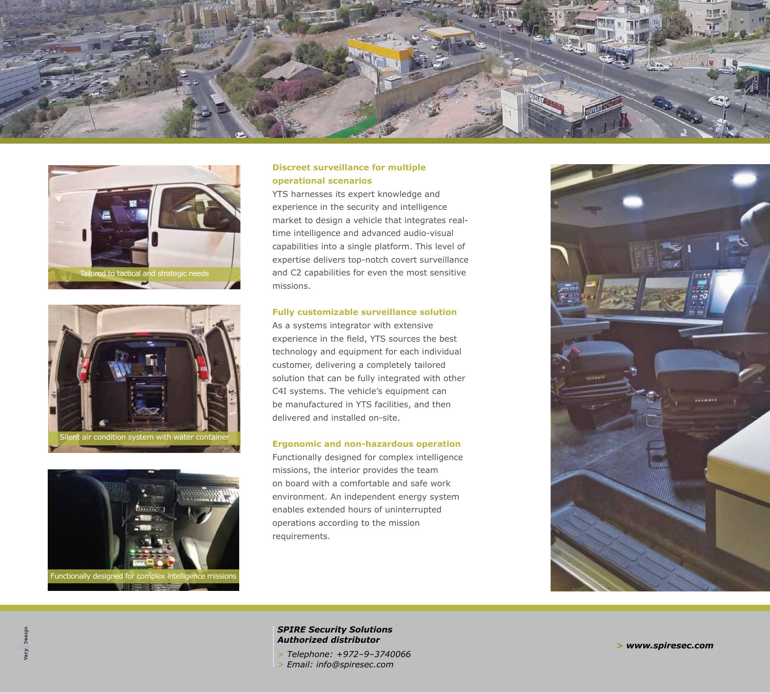Tailored to tactical and strategic needs

Silent air condition system with water container

Functionally designed for complex intelligence missions

### Discreet surveillance for multiple operational scenarios

YTS harnesses its expert knowledge and experience in the security and intelligence market to design a vehicle that integrates real-time intelligence and advanced audio-visual capabilities into a single platform. This level of expertise delivers top-notch covert surveillance and C2 capabilities for even the most sensitive missions.

### Fully customizable surveillance solution

As a systems integrator with extensive experience in the field, YTS sources the best technology and equipment for each individual customer, delivering a completely tailored solution that can be fully integrated with other C4I systems. The vehicle's equipment can be manufactured in YTS facilities, and then delivered and installed on-site.

### Ergonomic and non-hazardous operation

Functionally designed for complex intelligence missions, the interior provides the team on board with a comfortable and safe work environment. An independent energy system enables extended hours of uninterrupted operations according to the mission requirements.

***SPIRE Security Solutions***
***Authorized distributor***

> *Telephone: +972–9–3740066*
> *Email: info@spiresec.com*

> ***www.spiresec.com***

Vary Design